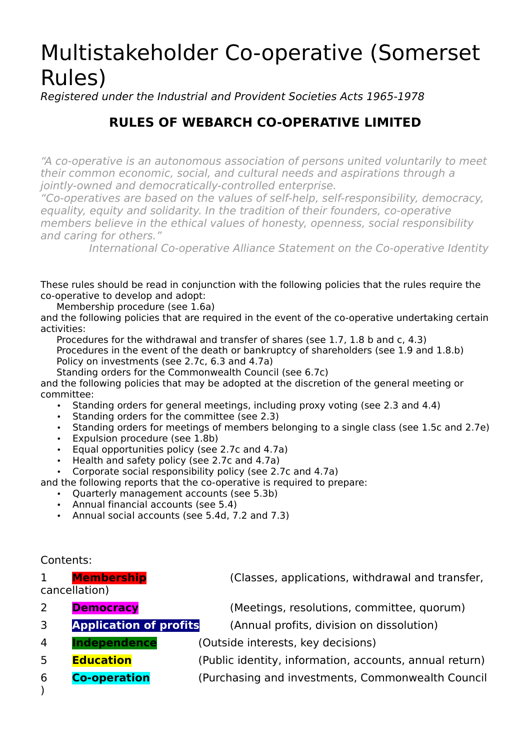# Multistakeholder Co-operative (Somerset Rules)

*Registered under the Industrial and Provident Societies Acts 1965-1978*

## RULES OF WEBARCH CO-OPERATIVE LIMITED

*"A co-operative is an autonomous association of persons united voluntarily to meet their common economic, social, and cultural needs and aspirations through a jointly-owned and democratically-controlled enterprise.*

*"Co-operatives are based on the values of self-help, self-responsibility, democracy, equality, equity and solidarity. In the tradition of their founders, co-operative members believe in the ethical values of honesty, openness, social responsibility and caring for others."*

*International Co-operative Alliance Statement on the Co-operative Identity*

These rules should be read in conjunction with the following policies that the rules require the co-operative to develop and adopt:

Membership procedure (see 1.6a)

and the following policies that are required in the event of the co-operative undertaking certain activities:

Procedures for the withdrawal and transfer of shares (see 1.7, 1.8 b and c, 4.3)
Procedures in the event of the death or bankruptcy of shareholders (see 1.9 and 1.8.b)
Policy on investments (see 2.7c, 6.3 and 4.7a)
Standing orders for the Commonwealth Council (see 6.7c)

and the following policies that may be adopted at the discretion of the general meeting or committee:

- Standing orders for general meetings, including proxy voting (see 2.3 and 4.4)
- Standing orders for the committee (see 2.3)
- Standing orders for meetings of members belonging to a single class (see 1.5c and 2.7e)
- Expulsion procedure (see 1.8b)
- Equal opportunities policy (see 2.7c and 4.7a)
- Health and safety policy (see 2.7c and 4.7a)
- Corporate social responsibility policy (see 2.7c and 4.7a)

and the following reports that the co-operative is required to prepare:

- Quarterly management accounts (see 5.3b)
- Annual financial accounts (see 5.4)
- Annual social accounts (see 5.4d, 7.2 and 7.3)

Contents:

1 **Membership** (Classes, applications, withdrawal and transfer, cancellation)

2 **Democracy** (Meetings, resolutions, committee, quorum)

3 **Application of profits** (Annual profits, division on dissolution)

4 **Independence** (Outside interests, key decisions)

5 **Education** (Public identity, information, accounts, annual return)

6 **Co-operation** (Purchasing and investments, Commonwealth Council)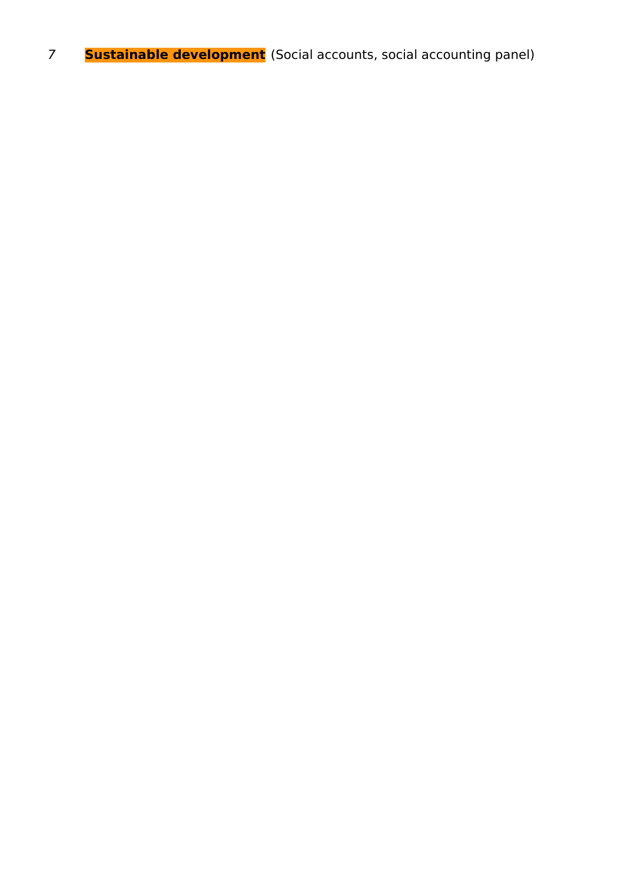*7* **Sustainable development** (Social accounts, social accounting panel)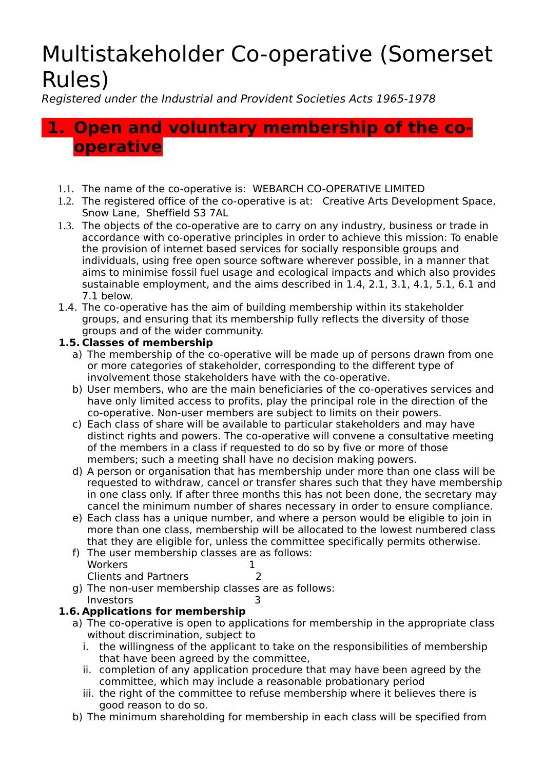# Multistakeholder Co-operative (Somerset Rules)

*Registered under the Industrial and Provident Societies Acts 1965-1978*

## 1. Open and voluntary membership of the co-operative

1.1. The name of the co-operative is: WEBARCH CO-OPERATIVE LIMITED

1.2. The registered office of the co-operative is at: Creative Arts Development Space, Snow Lane, Sheffield S3 7AL

1.3. The objects of the co-operative are to carry on any industry, business or trade in accordance with co-operative principles in order to achieve this mission: To enable the provision of internet based services for socially responsible groups and individuals, using free open source software wherever possible, in a manner that aims to minimise fossil fuel usage and ecological impacts and which also provides sustainable employment, and the aims described in 1.4, 2.1, 3.1, 4.1, 5.1, 6.1 and 7.1 below.

1.4. The co-operative has the aim of building membership within its stakeholder groups, and ensuring that its membership fully reflects the diversity of those groups and of the wider community.

**1.5. Classes of membership**

a) The membership of the co-operative will be made up of persons drawn from one or more categories of stakeholder, corresponding to the different type of involvement those stakeholders have with the co-operative.

b) User members, who are the main beneficiaries of the co-operatives services and have only limited access to profits, play the principal role in the direction of the co-operative. Non-user members are subject to limits on their powers.

c) Each class of share will be available to particular stakeholders and may have distinct rights and powers. The co-operative will convene a consultative meeting of the members in a class if requested to do so by five or more of those members; such a meeting shall have no decision making powers.

d) A person or organisation that has membership under more than one class will be requested to withdraw, cancel or transfer shares such that they have membership in one class only. If after three months this has not been done, the secretary may cancel the minimum number of shares necessary in order to ensure compliance.

e) Each class has a unique number, and where a person would be eligible to join in more than one class, membership will be allocated to the lowest numbered class that they are eligible for, unless the committee specifically permits otherwise.

f) The user membership classes are as follows:

| | |
|---|---|
| Workers | 1 |
| Clients and Partners | 2 |

g) The non-user membership classes are as follows:

| | |
|---|---|
| Investors | 3 |

**1.6. Applications for membership**

a) The co-operative is open to applications for membership in the appropriate class without discrimination, subject to

   i. the willingness of the applicant to take on the responsibilities of membership that have been agreed by the committee,

   ii. completion of any application procedure that may have been agreed by the committee, which may include a reasonable probationary period

   iii. the right of the committee to refuse membership where it believes there is good reason to do so.

b) The minimum shareholding for membership in each class will be specified from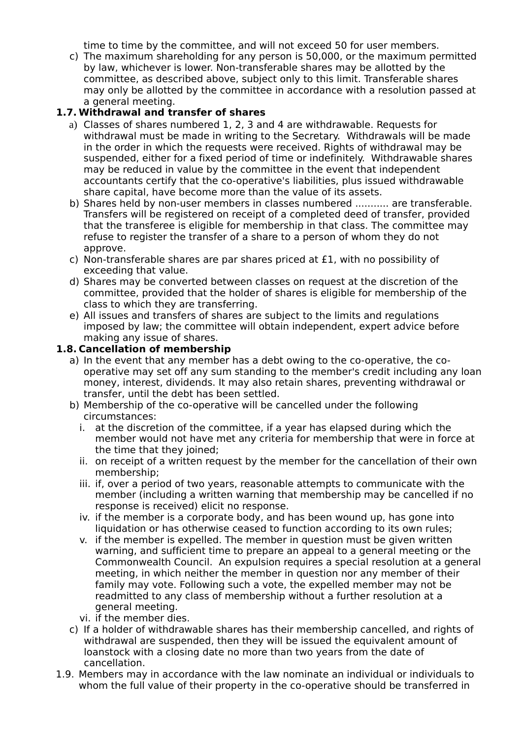time to time by the committee, and will not exceed 50 for user members.

c) The maximum shareholding for any person is 50,000, or the maximum permitted by law, whichever is lower. Non-transferable shares may be allotted by the committee, as described above, subject only to this limit. Transferable shares may only be allotted by the committee in accordance with a resolution passed at a general meeting.

**1.7. Withdrawal and transfer of shares**

a) Classes of shares numbered 1, 2, 3 and 4 are withdrawable. Requests for withdrawal must be made in writing to the Secretary. Withdrawals will be made in the order in which the requests were received. Rights of withdrawal may be suspended, either for a fixed period of time or indefinitely. Withdrawable shares may be reduced in value by the committee in the event that independent accountants certify that the co-operative's liabilities, plus issued withdrawable share capital, have become more than the value of its assets.

b) Shares held by non-user members in classes numbered ........... are transferable. Transfers will be registered on receipt of a completed deed of transfer, provided that the transferee is eligible for membership in that class. The committee may refuse to register the transfer of a share to a person of whom they do not approve.

c) Non-transferable shares are par shares priced at £1, with no possibility of exceeding that value.

d) Shares may be converted between classes on request at the discretion of the committee, provided that the holder of shares is eligible for membership of the class to which they are transferring.

e) All issues and transfers of shares are subject to the limits and regulations imposed by law; the committee will obtain independent, expert advice before making any issue of shares.

**1.8. Cancellation of membership**

a) In the event that any member has a debt owing to the co-operative, the co-operative may set off any sum standing to the member's credit including any loan money, interest, dividends. It may also retain shares, preventing withdrawal or transfer, until the debt has been settled.

b) Membership of the co-operative will be cancelled under the following circumstances:

   i. at the discretion of the committee, if a year has elapsed during which the member would not have met any criteria for membership that were in force at the time that they joined;

   ii. on receipt of a written request by the member for the cancellation of their own membership;

   iii. if, over a period of two years, reasonable attempts to communicate with the member (including a written warning that membership may be cancelled if no response is received) elicit no response.

   iv. if the member is a corporate body, and has been wound up, has gone into liquidation or has otherwise ceased to function according to its own rules;

   v. if the member is expelled. The member in question must be given written warning, and sufficient time to prepare an appeal to a general meeting or the Commonwealth Council. An expulsion requires a special resolution at a general meeting, in which neither the member in question nor any member of their family may vote. Following such a vote, the expelled member may not be readmitted to any class of membership without a further resolution at a general meeting.

   vi. if the member dies.

c) If a holder of withdrawable shares has their membership cancelled, and rights of withdrawal are suspended, then they will be issued the equivalent amount of loanstock with a closing date no more than two years from the date of cancellation.

1.9. Members may in accordance with the law nominate an individual or individuals to whom the full value of their property in the co-operative should be transferred in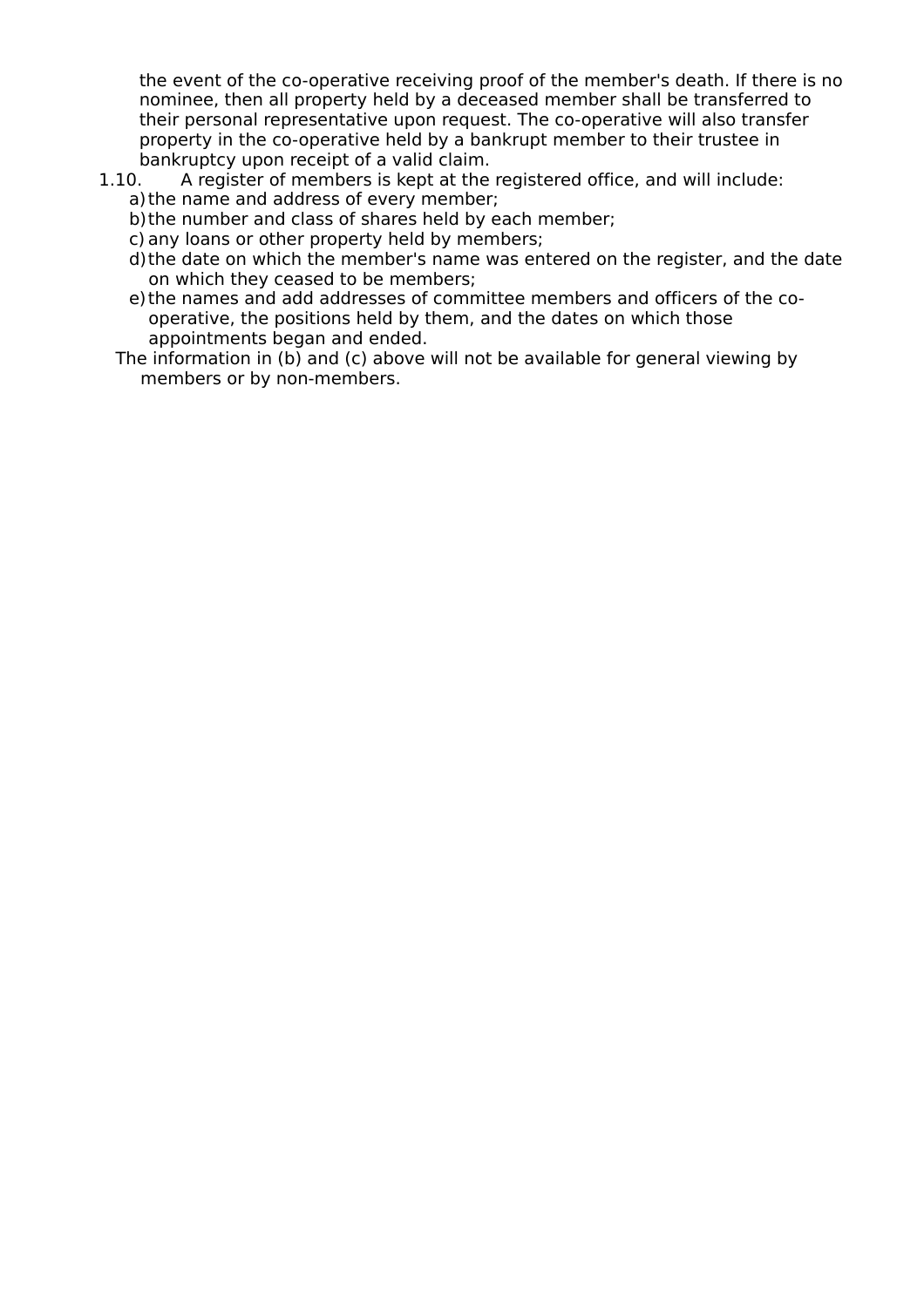the event of the co-operative receiving proof of the member's death. If there is no nominee, then all property held by a deceased member shall be transferred to their personal representative upon request. The co-operative will also transfer property in the co-operative held by a bankrupt member to their trustee in bankruptcy upon receipt of a valid claim.

1.10. A register of members is kept at the registered office, and will include:

a) the name and address of every member;
b) the number and class of shares held by each member;
c) any loans or other property held by members;
d) the date on which the member's name was entered on the register, and the date on which they ceased to be members;
e) the names and add addresses of committee members and officers of the co-operative, the positions held by them, and the dates on which those appointments began and ended.

The information in (b) and (c) above will not be available for general viewing by members or by non-members.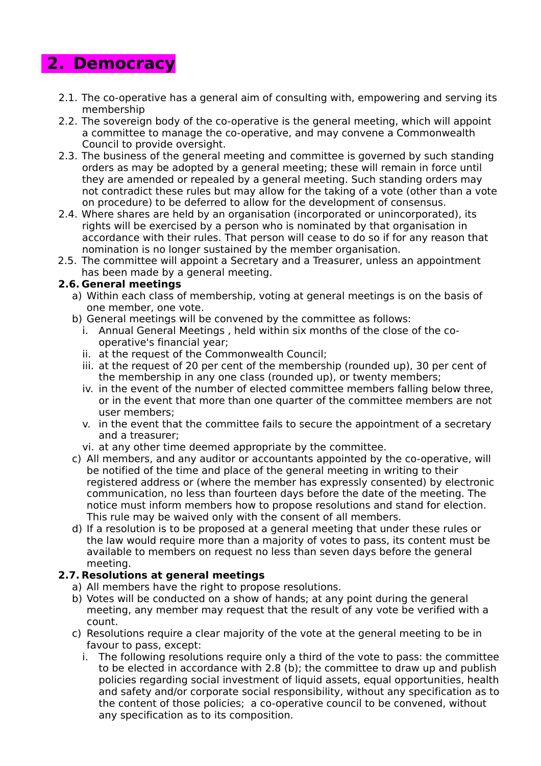# 2. Democracy

2.1. The co-operative has a general aim of consulting with, empowering and serving its membership

2.2. The sovereign body of the co-operative is the general meeting, which will appoint a committee to manage the co-operative, and may convene a Commonwealth Council to provide oversight.

2.3. The business of the general meeting and committee is governed by such standing orders as may be adopted by a general meeting; these will remain in force until they are amended or repealed by a general meeting. Such standing orders may not contradict these rules but may allow for the taking of a vote (other than a vote on procedure) to be deferred to allow for the development of consensus.

2.4. Where shares are held by an organisation (incorporated or unincorporated), its rights will be exercised by a person who is nominated by that organisation in accordance with their rules. That person will cease to do so if for any reason that nomination is no longer sustained by the member organisation.

2.5. The committee will appoint a Secretary and a Treasurer, unless an appointment has been made by a general meeting.

**2.6. General meetings**

a) Within each class of membership, voting at general meetings is on the basis of one member, one vote.

b) General meetings will be convened by the committee as follows:

  i. Annual General Meetings , held within six months of the close of the co-operative's financial year;

  ii. at the request of the Commonwealth Council;

  iii. at the request of 20 per cent of the membership (rounded up), 30 per cent of the membership in any one class (rounded up), or twenty members;

  iv. in the event of the number of elected committee members falling below three, or in the event that more than one quarter of the committee members are not user members;

  v. in the event that the committee fails to secure the appointment of a secretary and a treasurer;

  vi. at any other time deemed appropriate by the committee.

c) All members, and any auditor or accountants appointed by the co-operative, will be notified of the time and place of the general meeting in writing to their registered address or (where the member has expressly consented) by electronic communication, no less than fourteen days before the date of the meeting. The notice must inform members how to propose resolutions and stand for election. This rule may be waived only with the consent of all members.

d) If a resolution is to be proposed at a general meeting that under these rules or the law would require more than a majority of votes to pass, its content must be available to members on request no less than seven days before the general meeting.

**2.7. Resolutions at general meetings**

a) All members have the right to propose resolutions.

b) Votes will be conducted on a show of hands; at any point during the general meeting, any member may request that the result of any vote be verified with a count.

c) Resolutions require a clear majority of the vote at the general meeting to be in favour to pass, except:

  i. The following resolutions require only a third of the vote to pass: the committee to be elected in accordance with 2.8 (b); the committee to draw up and publish policies regarding social investment of liquid assets, equal opportunities, health and safety and/or corporate social responsibility, without any specification as to the content of those policies; a co-operative council to be convened, without any specification as to its composition.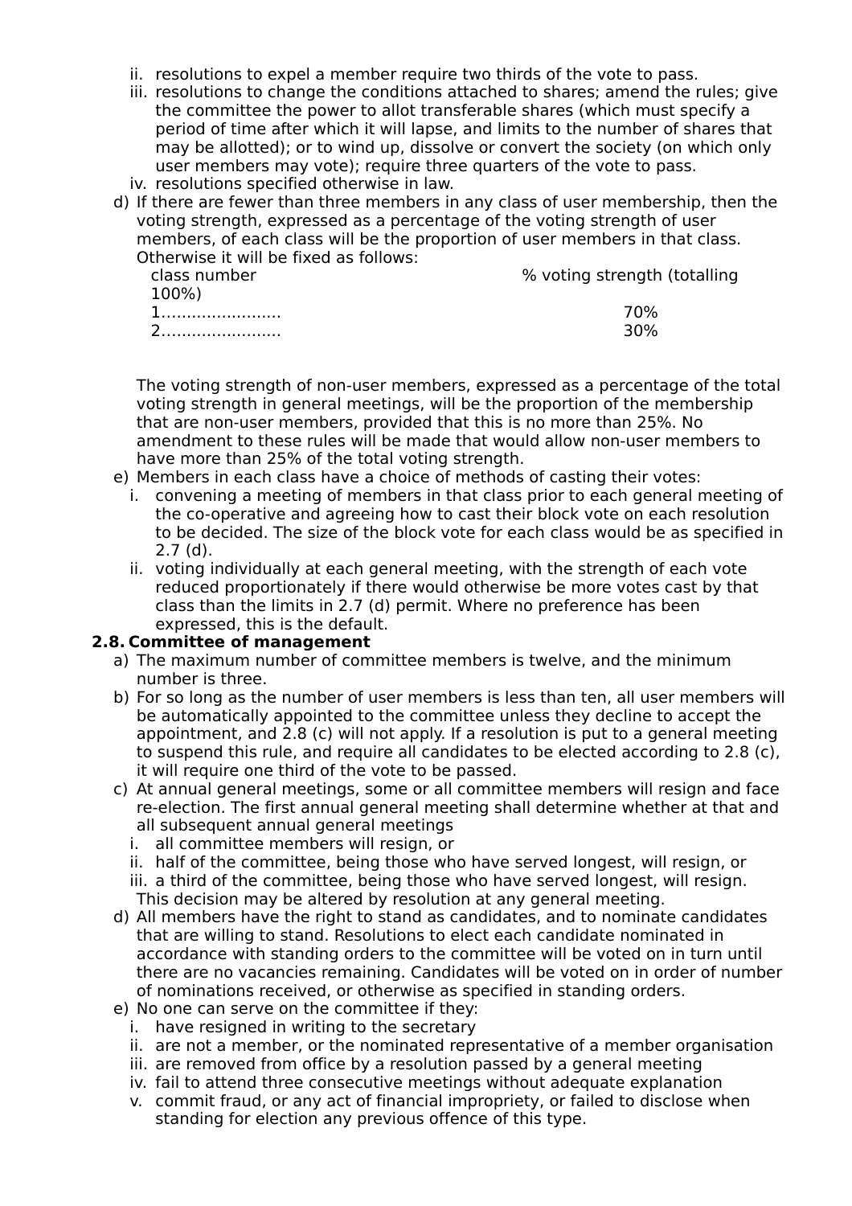ii. resolutions to expel a member require two thirds of the vote to pass.
iii. resolutions to change the conditions attached to shares; amend the rules; give the committee the power to allot transferable shares (which must specify a period of time after which it will lapse, and limits to the number of shares that may be allotted); or to wind up, dissolve or convert the society (on which only user members may vote); require three quarters of the vote to pass.
iv. resolutions specified otherwise in law.

d) If there are fewer than three members in any class of user membership, then the voting strength, expressed as a percentage of the voting strength of user members, of each class will be the proportion of user members in that class. Otherwise it will be fixed as follows:

| class number | % voting strength (totalling 100%) |
|---|---|
| 1........................ | 70% |
| 2........................ | 30% |

The voting strength of non-user members, expressed as a percentage of the total voting strength in general meetings, will be the proportion of the membership that are non-user members, provided that this is no more than 25%. No amendment to these rules will be made that would allow non-user members to have more than 25% of the total voting strength.

e) Members in each class have a choice of methods of casting their votes:
   i. convening a meeting of members in that class prior to each general meeting of the co-operative and agreeing how to cast their block vote on each resolution to be decided. The size of the block vote for each class would be as specified in 2.7 (d).
   ii. voting individually at each general meeting, with the strength of each vote reduced proportionately if there would otherwise be more votes cast by that class than the limits in 2.7 (d) permit. Where no preference has been expressed, this is the default.

**2.8. Committee of management**

a) The maximum number of committee members is twelve, and the minimum number is three.

b) For so long as the number of user members is less than ten, all user members will be automatically appointed to the committee unless they decline to accept the appointment, and 2.8 (c) will not apply. If a resolution is put to a general meeting to suspend this rule, and require all candidates to be elected according to 2.8 (c), it will require one third of the vote to be passed.

c) At annual general meetings, some or all committee members will resign and face re-election. The first annual general meeting shall determine whether at that and all subsequent annual general meetings
   i. all committee members will resign, or
   ii. half of the committee, being those who have served longest, will resign, or
   iii. a third of the committee, being those who have served longest, will resign.

   This decision may be altered by resolution at any general meeting.

d) All members have the right to stand as candidates, and to nominate candidates that are willing to stand. Resolutions to elect each candidate nominated in accordance with standing orders to the committee will be voted on in turn until there are no vacancies remaining. Candidates will be voted on in order of number of nominations received, or otherwise as specified in standing orders.

e) No one can serve on the committee if they:
   i. have resigned in writing to the secretary
   ii. are not a member, or the nominated representative of a member organisation
   iii. are removed from office by a resolution passed by a general meeting
   iv. fail to attend three consecutive meetings without adequate explanation
   v. commit fraud, or any act of financial impropriety, or failed to disclose when standing for election any previous offence of this type.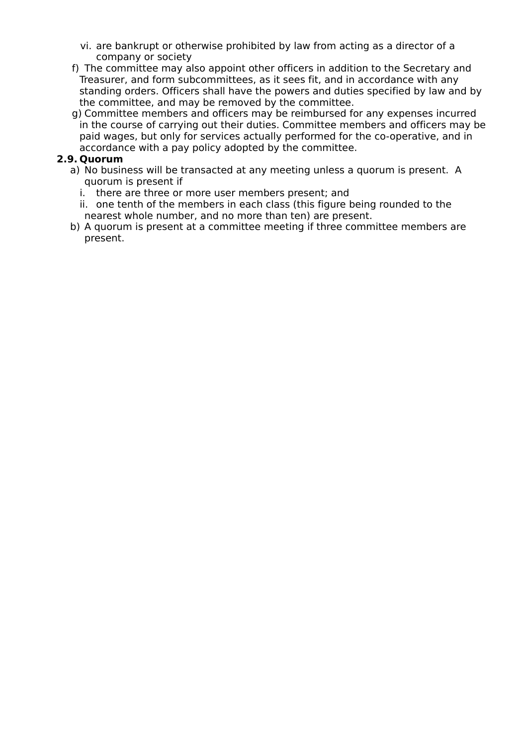vi. are bankrupt or otherwise prohibited by law from acting as a director of a company or society

f) The committee may also appoint other officers in addition to the Secretary and Treasurer, and form subcommittees, as it sees fit, and in accordance with any standing orders. Officers shall have the powers and duties specified by law and by the committee, and may be removed by the committee.

g) Committee members and officers may be reimbursed for any expenses incurred in the course of carrying out their duties. Committee members and officers may be paid wages, but only for services actually performed for the co-operative, and in accordance with a pay policy adopted by the committee.

**2.9. Quorum**

a) No business will be transacted at any meeting unless a quorum is present. A quorum is present if
   i. there are three or more user members present; and
   ii. one tenth of the members in each class (this figure being rounded to the nearest whole number, and no more than ten) are present.

b) A quorum is present at a committee meeting if three committee members are present.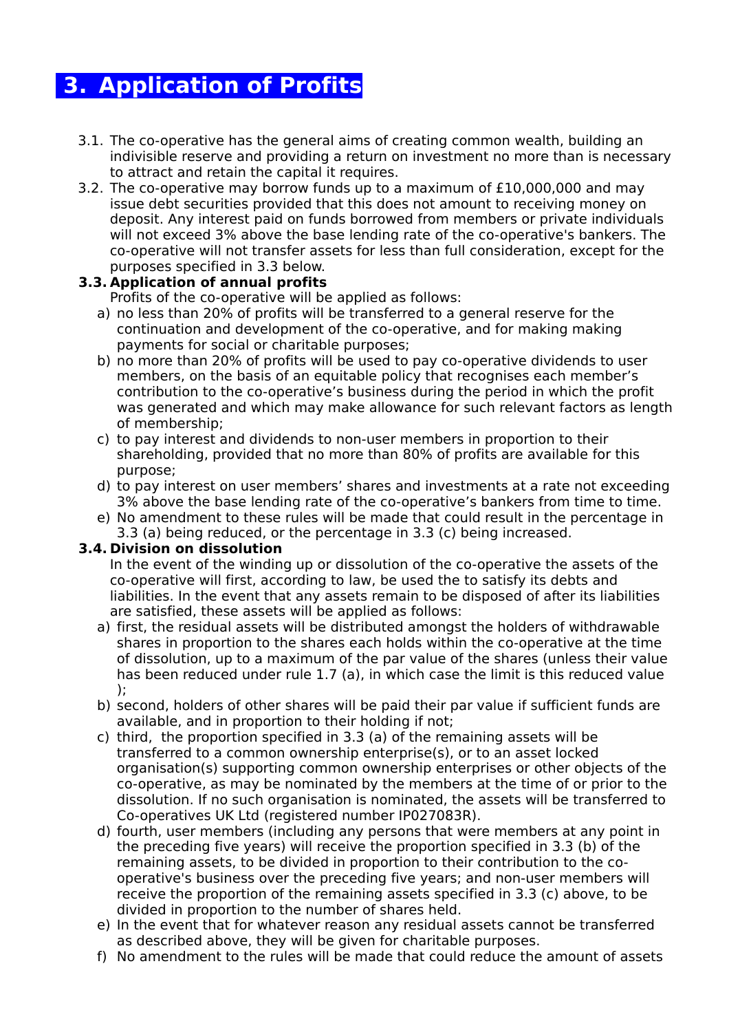# 3. Application of Profits

3.1. The co-operative has the general aims of creating common wealth, building an indivisible reserve and providing a return on investment no more than is necessary to attract and retain the capital it requires.

3.2. The co-operative may borrow funds up to a maximum of £10,000,000 and may issue debt securities provided that this does not amount to receiving money on deposit. Any interest paid on funds borrowed from members or private individuals will not exceed 3% above the base lending rate of the co-operative's bankers. The co-operative will not transfer assets for less than full consideration, except for the purposes specified in 3.3 below.

**3.3. Application of annual profits**

Profits of the co-operative will be applied as follows:

a) no less than 20% of profits will be transferred to a general reserve for the continuation and development of the co-operative, and for making making payments for social or charitable purposes;

b) no more than 20% of profits will be used to pay co-operative dividends to user members, on the basis of an equitable policy that recognises each member's contribution to the co-operative's business during the period in which the profit was generated and which may make allowance for such relevant factors as length of membership;

c) to pay interest and dividends to non-user members in proportion to their shareholding, provided that no more than 80% of profits are available for this purpose;

d) to pay interest on user members' shares and investments at a rate not exceeding 3% above the base lending rate of the co-operative's bankers from time to time.

e) No amendment to these rules will be made that could result in the percentage in 3.3 (a) being reduced, or the percentage in 3.3 (c) being increased.

**3.4. Division on dissolution**

In the event of the winding up or dissolution of the co-operative the assets of the co-operative will first, according to law, be used the to satisfy its debts and liabilities. In the event that any assets remain to be disposed of after its liabilities are satisfied, these assets will be applied as follows:

a) first, the residual assets will be distributed amongst the holders of withdrawable shares in proportion to the shares each holds within the co-operative at the time of dissolution, up to a maximum of the par value of the shares (unless their value has been reduced under rule 1.7 (a), in which case the limit is this reduced value );

b) second, holders of other shares will be paid their par value if sufficient funds are available, and in proportion to their holding if not;

c) third, the proportion specified in 3.3 (a) of the remaining assets will be transferred to a common ownership enterprise(s), or to an asset locked organisation(s) supporting common ownership enterprises or other objects of the co-operative, as may be nominated by the members at the time of or prior to the dissolution. If no such organisation is nominated, the assets will be transferred to Co-operatives UK Ltd (registered number IP027083R).

d) fourth, user members (including any persons that were members at any point in the preceding five years) will receive the proportion specified in 3.3 (b) of the remaining assets, to be divided in proportion to their contribution to the co-operative's business over the preceding five years; and non-user members will receive the proportion of the remaining assets specified in 3.3 (c) above, to be divided in proportion to the number of shares held.

e) In the event that for whatever reason any residual assets cannot be transferred as described above, they will be given for charitable purposes.

f) No amendment to the rules will be made that could reduce the amount of assets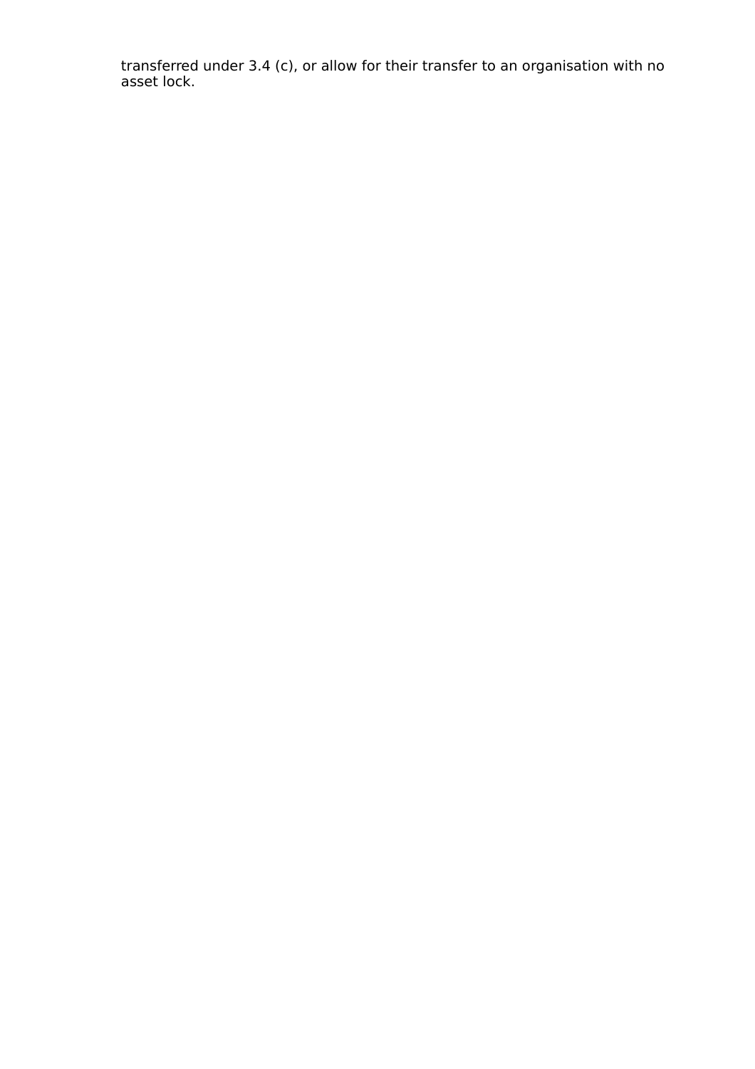transferred under 3.4 (c), or allow for their transfer to an organisation with no asset lock.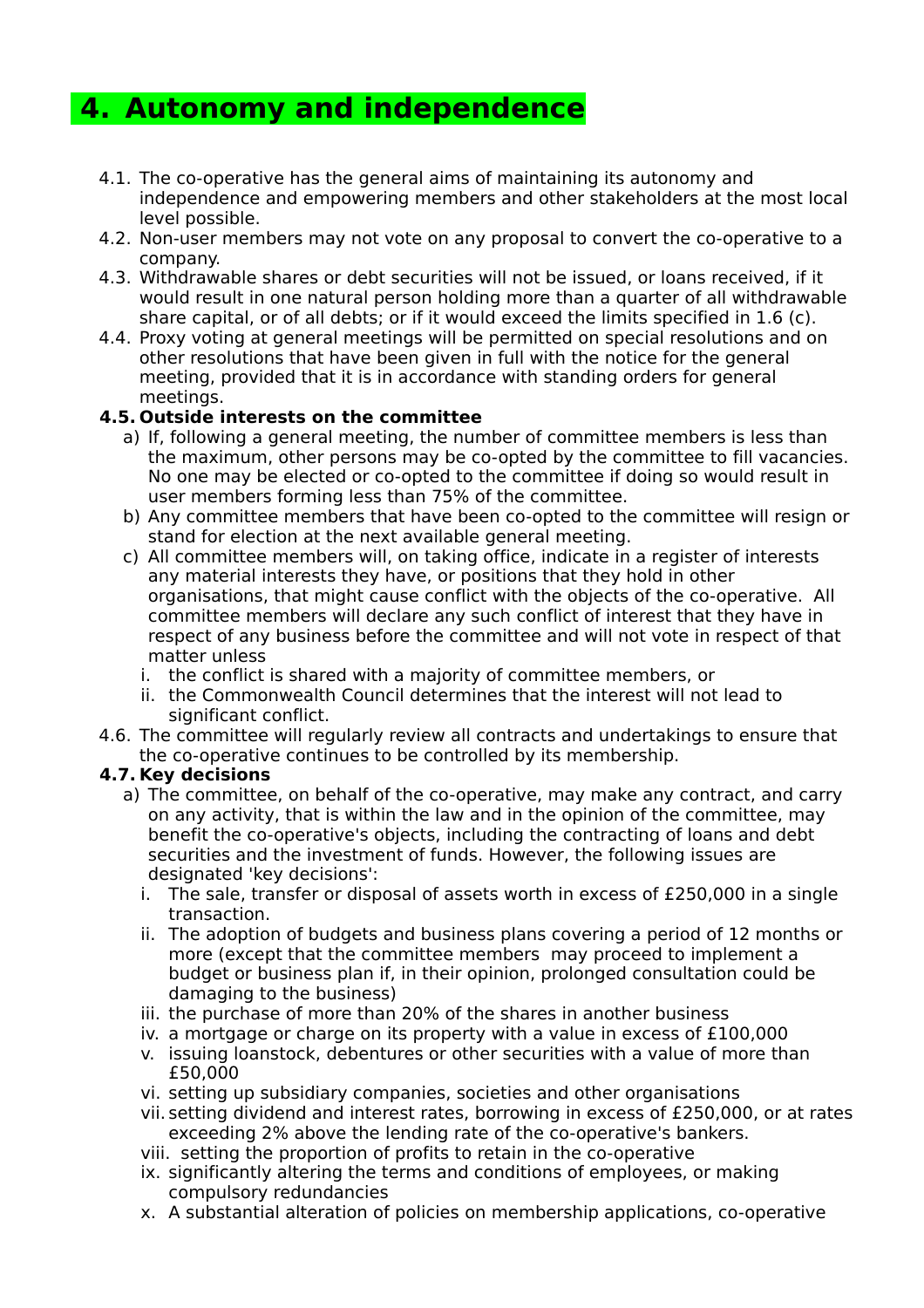# 4. Autonomy and independence

4.1. The co-operative has the general aims of maintaining its autonomy and independence and empowering members and other stakeholders at the most local level possible.

4.2. Non-user members may not vote on any proposal to convert the co-operative to a company.

4.3. Withdrawable shares or debt securities will not be issued, or loans received, if it would result in one natural person holding more than a quarter of all withdrawable share capital, or of all debts; or if it would exceed the limits specified in 1.6 (c).

4.4. Proxy voting at general meetings will be permitted on special resolutions and on other resolutions that have been given in full with the notice for the general meeting, provided that it is in accordance with standing orders for general meetings.

**4.5. Outside interests on the committee**

a) If, following a general meeting, the number of committee members is less than the maximum, other persons may be co-opted by the committee to fill vacancies. No one may be elected or co-opted to the committee if doing so would result in user members forming less than 75% of the committee.

b) Any committee members that have been co-opted to the committee will resign or stand for election at the next available general meeting.

c) All committee members will, on taking office, indicate in a register of interests any material interests they have, or positions that they hold in other organisations, that might cause conflict with the objects of the co-operative. All committee members will declare any such conflict of interest that they have in respect of any business before the committee and will not vote in respect of that matter unless

  i. the conflict is shared with a majority of committee members, or
  ii. the Commonwealth Council determines that the interest will not lead to significant conflict.

4.6. The committee will regularly review all contracts and undertakings to ensure that the co-operative continues to be controlled by its membership.

**4.7. Key decisions**

a) The committee, on behalf of the co-operative, may make any contract, and carry on any activity, that is within the law and in the opinion of the committee, may benefit the co-operative's objects, including the contracting of loans and debt securities and the investment of funds. However, the following issues are designated 'key decisions':

  i. The sale, transfer or disposal of assets worth in excess of £250,000 in a single transaction.
  ii. The adoption of budgets and business plans covering a period of 12 months or more (except that the committee members may proceed to implement a budget or business plan if, in their opinion, prolonged consultation could be damaging to the business)
  iii. the purchase of more than 20% of the shares in another business
  iv. a mortgage or charge on its property with a value in excess of £100,000
  v. issuing loanstock, debentures or other securities with a value of more than £50,000
  vi. setting up subsidiary companies, societies and other organisations
  vii. setting dividend and interest rates, borrowing in excess of £250,000, or at rates exceeding 2% above the lending rate of the co-operative's bankers.
  viii. setting the proportion of profits to retain in the co-operative
  ix. significantly altering the terms and conditions of employees, or making compulsory redundancies
  x. A substantial alteration of policies on membership applications, co-operative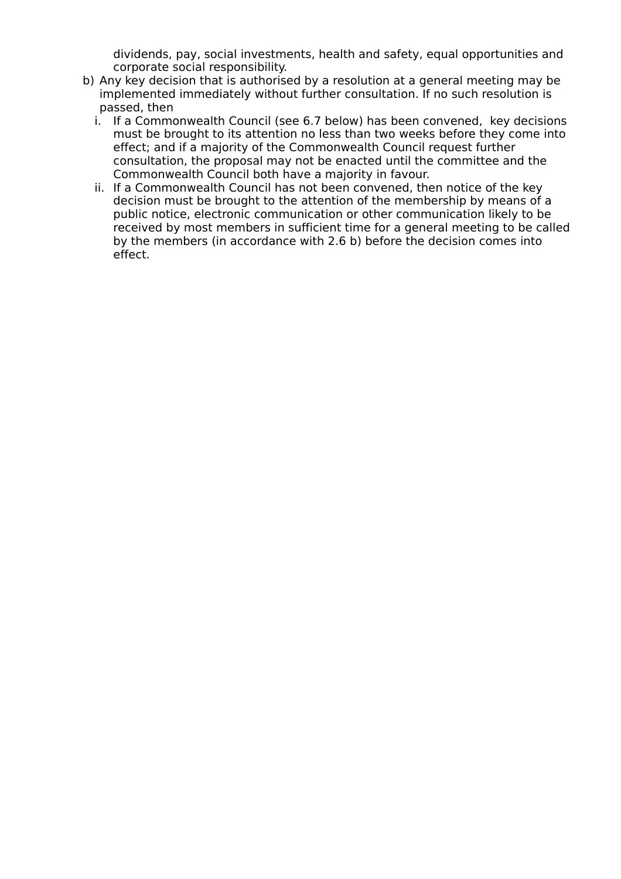dividends, pay, social investments, health and safety, equal opportunities and corporate social responsibility.

b) Any key decision that is authorised by a resolution at a general meeting may be implemented immediately without further consultation. If no such resolution is passed, then

   i. If a Commonwealth Council (see 6.7 below) has been convened, key decisions must be brought to its attention no less than two weeks before they come into effect; and if a majority of the Commonwealth Council request further consultation, the proposal may not be enacted until the committee and the Commonwealth Council both have a majority in favour.

   ii. If a Commonwealth Council has not been convened, then notice of the key decision must be brought to the attention of the membership by means of a public notice, electronic communication or other communication likely to be received by most members in sufficient time for a general meeting to be called by the members (in accordance with 2.6 b) before the decision comes into effect.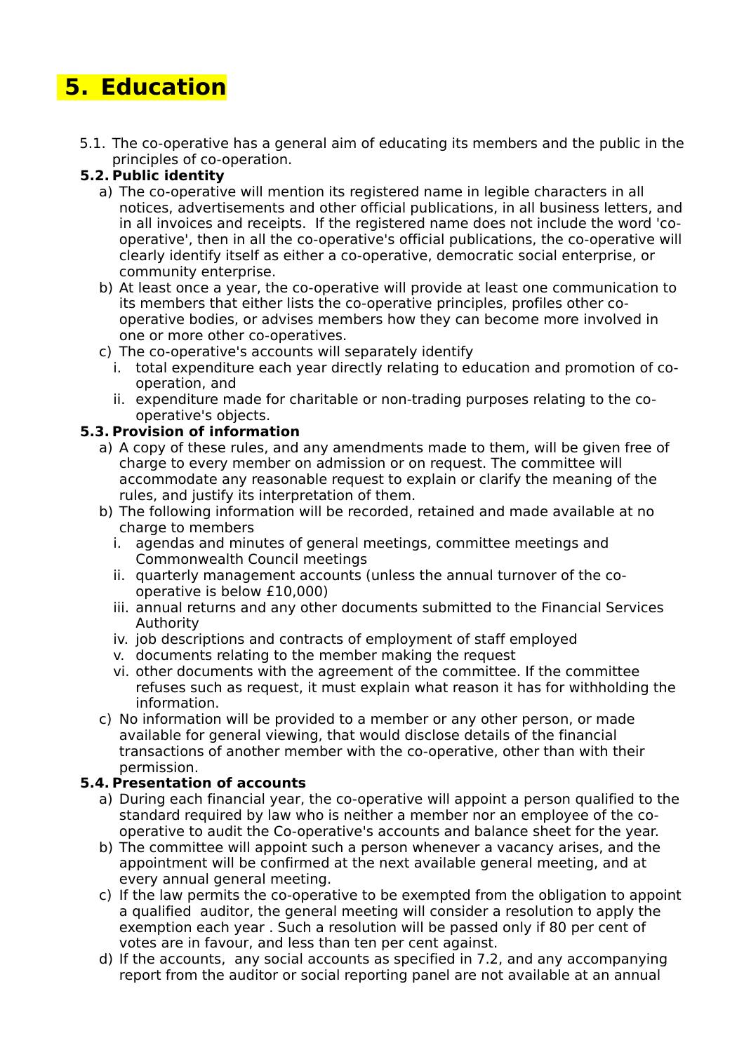# 5. Education

5.1. The co-operative has a general aim of educating its members and the public in the principles of co-operation.

**5.2. Public identity**

a) The co-operative will mention its registered name in legible characters in all notices, advertisements and other official publications, in all business letters, and in all invoices and receipts. If the registered name does not include the word 'co-operative', then in all the co-operative's official publications, the co-operative will clearly identify itself as either a co-operative, democratic social enterprise, or community enterprise.

b) At least once a year, the co-operative will provide at least one communication to its members that either lists the co-operative principles, profiles other co-operative bodies, or advises members how they can become more involved in one or more other co-operatives.

c) The co-operative's accounts will separately identify

  i. total expenditure each year directly relating to education and promotion of co-operation, and

  ii. expenditure made for charitable or non-trading purposes relating to the co-operative's objects.

**5.3. Provision of information**

a) A copy of these rules, and any amendments made to them, will be given free of charge to every member on admission or on request. The committee will accommodate any reasonable request to explain or clarify the meaning of the rules, and justify its interpretation of them.

b) The following information will be recorded, retained and made available at no charge to members

  i. agendas and minutes of general meetings, committee meetings and Commonwealth Council meetings

  ii. quarterly management accounts (unless the annual turnover of the co-operative is below £10,000)

  iii. annual returns and any other documents submitted to the Financial Services Authority

  iv. job descriptions and contracts of employment of staff employed

  v. documents relating to the member making the request

  vi. other documents with the agreement of the committee. If the committee refuses such as request, it must explain what reason it has for withholding the information.

c) No information will be provided to a member or any other person, or made available for general viewing, that would disclose details of the financial transactions of another member with the co-operative, other than with their permission.

**5.4. Presentation of accounts**

a) During each financial year, the co-operative will appoint a person qualified to the standard required by law who is neither a member nor an employee of the co-operative to audit the Co-operative's accounts and balance sheet for the year.

b) The committee will appoint such a person whenever a vacancy arises, and the appointment will be confirmed at the next available general meeting, and at every annual general meeting.

c) If the law permits the co-operative to be exempted from the obligation to appoint a qualified auditor, the general meeting will consider a resolution to apply the exemption each year . Such a resolution will be passed only if 80 per cent of votes are in favour, and less than ten per cent against.

d) If the accounts, any social accounts as specified in 7.2, and any accompanying report from the auditor or social reporting panel are not available at an annual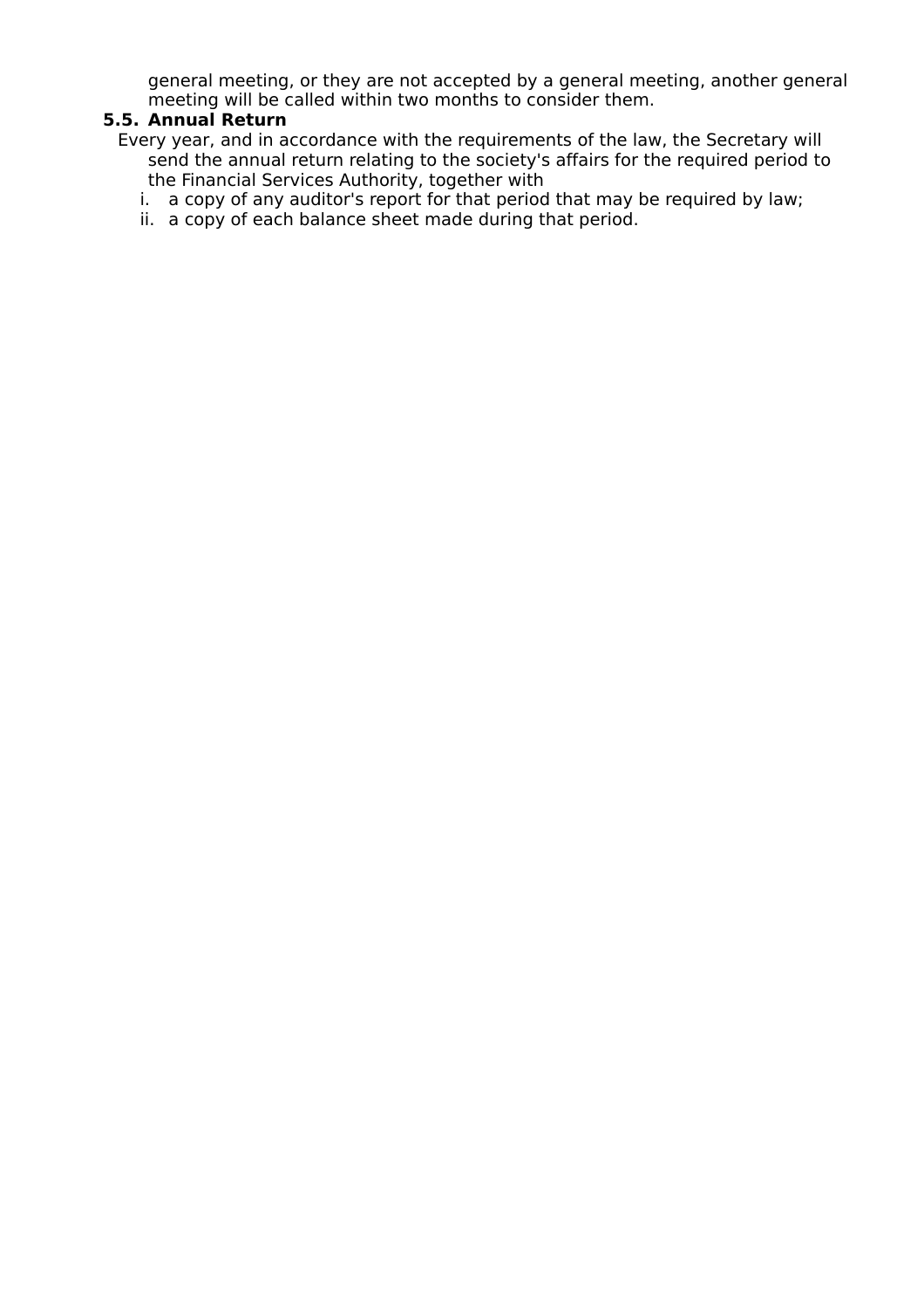general meeting, or they are not accepted by a general meeting, another general meeting will be called within two months to consider them.

**5.5. Annual Return**

Every year, and in accordance with the requirements of the law, the Secretary will send the annual return relating to the society's affairs for the required period to the Financial Services Authority, together with

i. a copy of any auditor's report for that period that may be required by law;
ii. a copy of each balance sheet made during that period.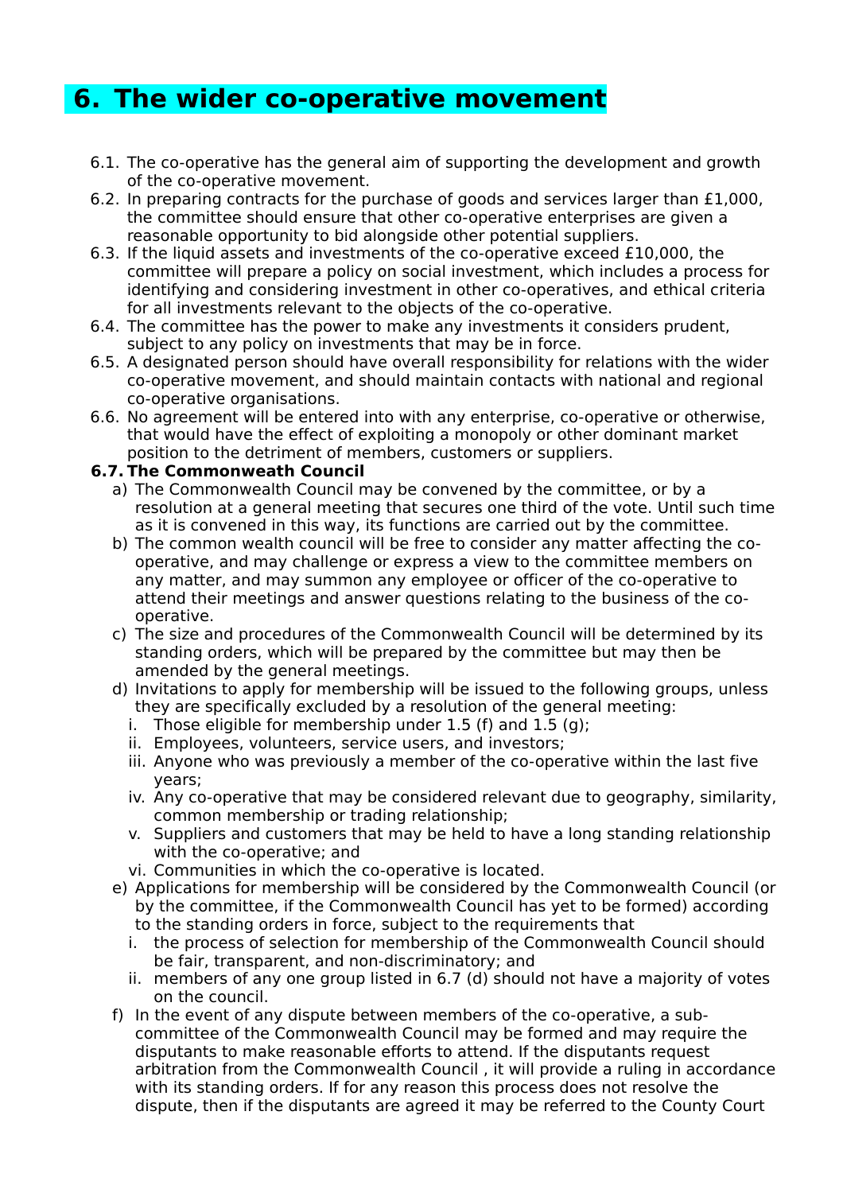# 6. The wider co-operative movement

6.1. The co-operative has the general aim of supporting the development and growth of the co-operative movement.

6.2. In preparing contracts for the purchase of goods and services larger than £1,000, the committee should ensure that other co-operative enterprises are given a reasonable opportunity to bid alongside other potential suppliers.

6.3. If the liquid assets and investments of the co-operative exceed £10,000, the committee will prepare a policy on social investment, which includes a process for identifying and considering investment in other co-operatives, and ethical criteria for all investments relevant to the objects of the co-operative.

6.4. The committee has the power to make any investments it considers prudent, subject to any policy on investments that may be in force.

6.5. A designated person should have overall responsibility for relations with the wider co-operative movement, and should maintain contacts with national and regional co-operative organisations.

6.6. No agreement will be entered into with any enterprise, co-operative or otherwise, that would have the effect of exploiting a monopoly or other dominant market position to the detriment of members, customers or suppliers.

**6.7. The Commonweath Council**

a) The Commonwealth Council may be convened by the committee, or by a resolution at a general meeting that secures one third of the vote. Until such time as it is convened in this way, its functions are carried out by the committee.

b) The common wealth council will be free to consider any matter affecting the co-operative, and may challenge or express a view to the committee members on any matter, and may summon any employee or officer of the co-operative to attend their meetings and answer questions relating to the business of the co-operative.

c) The size and procedures of the Commonwealth Council will be determined by its standing orders, which will be prepared by the committee but may then be amended by the general meetings.

d) Invitations to apply for membership will be issued to the following groups, unless they are specifically excluded by a resolution of the general meeting:

   i. Those eligible for membership under 1.5 (f) and 1.5 (g);
   ii. Employees, volunteers, service users, and investors;
   iii. Anyone who was previously a member of the co-operative within the last five years;
   iv. Any co-operative that may be considered relevant due to geography, similarity, common membership or trading relationship;
   v. Suppliers and customers that may be held to have a long standing relationship with the co-operative; and
   vi. Communities in which the co-operative is located.

e) Applications for membership will be considered by the Commonwealth Council (or by the committee, if the Commonwealth Council has yet to be formed) according to the standing orders in force, subject to the requirements that

   i. the process of selection for membership of the Commonwealth Council should be fair, transparent, and non-discriminatory; and
   ii. members of any one group listed in 6.7 (d) should not have a majority of votes on the council.

f) In the event of any dispute between members of the co-operative, a sub-committee of the Commonwealth Council may be formed and may require the disputants to make reasonable efforts to attend. If the disputants request arbitration from the Commonwealth Council , it will provide a ruling in accordance with its standing orders. If for any reason this process does not resolve the dispute, then if the disputants are agreed it may be referred to the County Court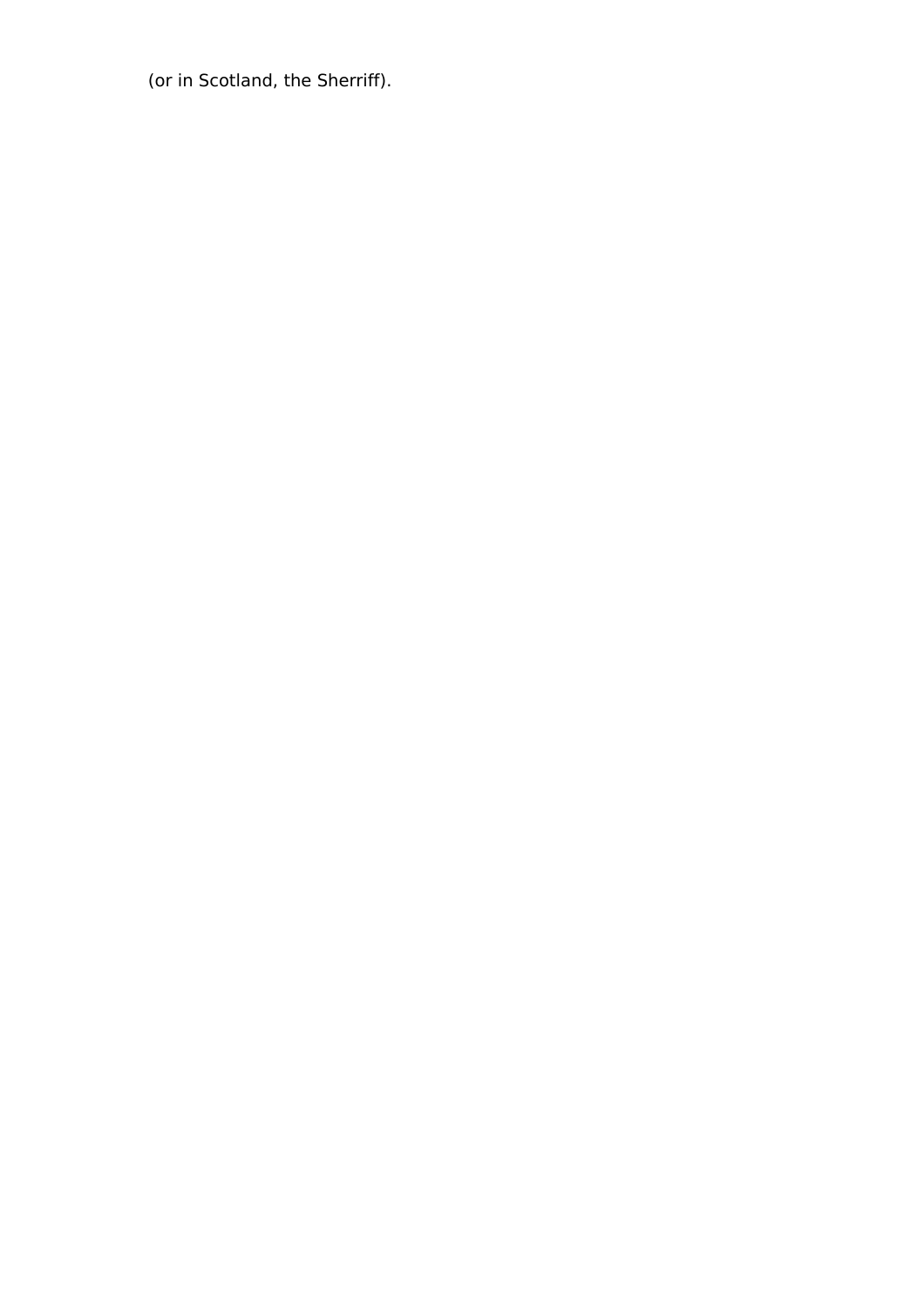(or in Scotland, the Sherriff).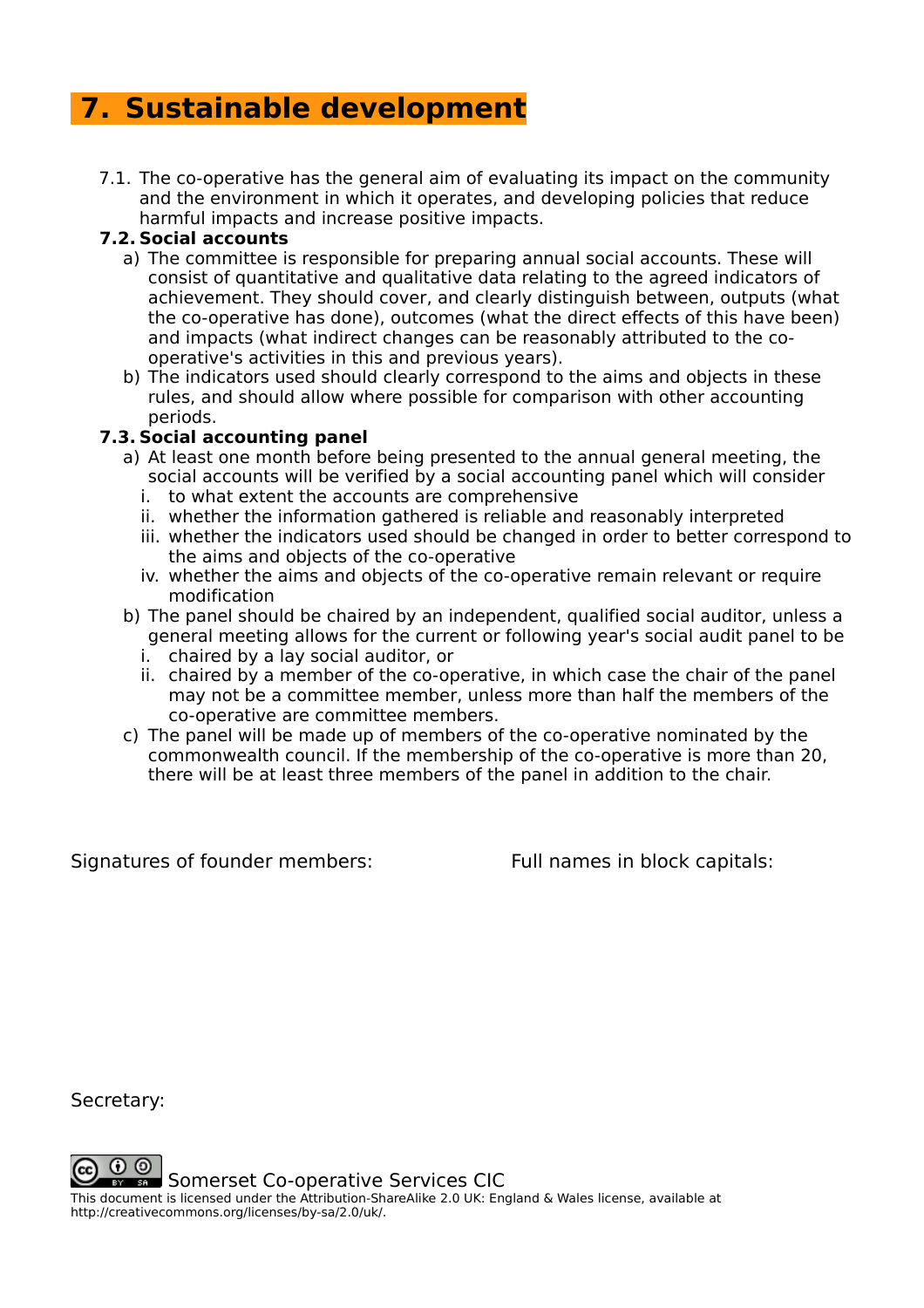# 7. Sustainable development

7.1. The co-operative has the general aim of evaluating its impact on the community and the environment in which it operates, and developing policies that reduce harmful impacts and increase positive impacts.

**7.2. Social accounts**

a) The committee is responsible for preparing annual social accounts. These will consist of quantitative and qualitative data relating to the agreed indicators of achievement. They should cover, and clearly distinguish between, outputs (what the co-operative has done), outcomes (what the direct effects of this have been) and impacts (what indirect changes can be reasonably attributed to the co-operative's activities in this and previous years).

b) The indicators used should clearly correspond to the aims and objects in these rules, and should allow where possible for comparison with other accounting periods.

**7.3. Social accounting panel**

a) At least one month before being presented to the annual general meeting, the social accounts will be verified by a social accounting panel which will consider

   i. to what extent the accounts are comprehensive
   ii. whether the information gathered is reliable and reasonably interpreted
   iii. whether the indicators used should be changed in order to better correspond to the aims and objects of the co-operative
   iv. whether the aims and objects of the co-operative remain relevant or require modification

b) The panel should be chaired by an independent, qualified social auditor, unless a general meeting allows for the current or following year's social audit panel to be

   i. chaired by a lay social auditor, or
   ii. chaired by a member of the co-operative, in which case the chair of the panel may not be a committee member, unless more than half the members of the co-operative are committee members.

c) The panel will be made up of members of the co-operative nominated by the commonwealth council. If the membership of the co-operative is more than 20, there will be at least three members of the panel in addition to the chair.

Signatures of founder members:

Full names in block capitals:

Secretary:

Somerset Co-operative Services CIC
This document is licensed under the Attribution-ShareAlike 2.0 UK: England & Wales license, available at http://creativecommons.org/licenses/by-sa/2.0/uk/.